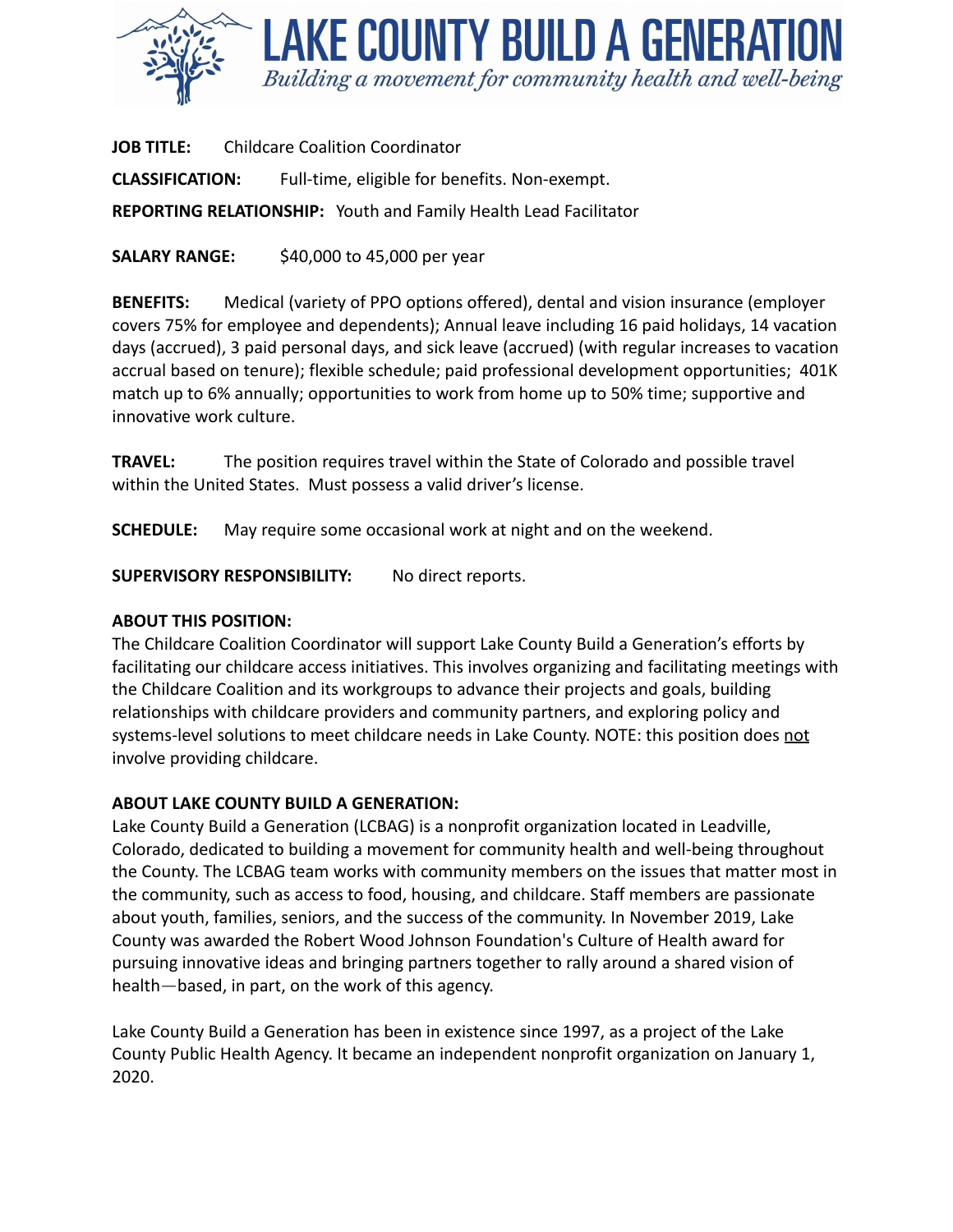# LAKE COUNTY BUILD A GENERATION

*Building a movement for community health and well-being*

**JOB TITLE:** Childcare Coalition Coordinator

**CLASSIFICATION:** Full-time, eligible for benefits. Non-exempt.

**REPORTING RELATIONSHIP:** Youth and Family Health Lead Facilitator

**SALARY RANGE:** $40,000 to 45,000 per year

**BENEFITS:** Medical (variety of PPO options offered), dental and vision insurance (employer covers 75% for employee and dependents); Annual leave including 16 paid holidays, 14 vacation days (accrued), 3 paid personal days, and sick leave (accrued) (with regular increases to vacation accrual based on tenure); flexible schedule; paid professional development opportunities; 401K match up to 6% annually; opportunities to work from home up to 50% time; supportive and innovative work culture.

**TRAVEL:** The position requires travel within the State of Colorado and possible travel within the United States. Must possess a valid driver's license.

**SCHEDULE:** May require some occasional work at night and on the weekend.

**SUPERVISORY RESPONSIBILITY:** No direct reports.

**ABOUT THIS POSITION:**
The Childcare Coalition Coordinator will support Lake County Build a Generation's efforts by facilitating our childcare access initiatives. This involves organizing and facilitating meetings with the Childcare Coalition and its workgroups to advance their projects and goals, building relationships with childcare providers and community partners, and exploring policy and systems-level solutions to meet childcare needs in Lake County. NOTE: this position does <u>not</u> involve providing childcare.

**ABOUT LAKE COUNTY BUILD A GENERATION:**
Lake County Build a Generation (LCBAG) is a nonprofit organization located in Leadville, Colorado, dedicated to building a movement for community health and well-being throughout the County. The LCBAG team works with community members on the issues that matter most in the community, such as access to food, housing, and childcare. Staff members are passionate about youth, families, seniors, and the success of the community. In November 2019, Lake County was awarded the Robert Wood Johnson Foundation's Culture of Health award for pursuing innovative ideas and bringing partners together to rally around a shared vision of health—based, in part, on the work of this agency.

Lake County Build a Generation has been in existence since 1997, as a project of the Lake County Public Health Agency. It became an independent nonprofit organization on January 1, 2020.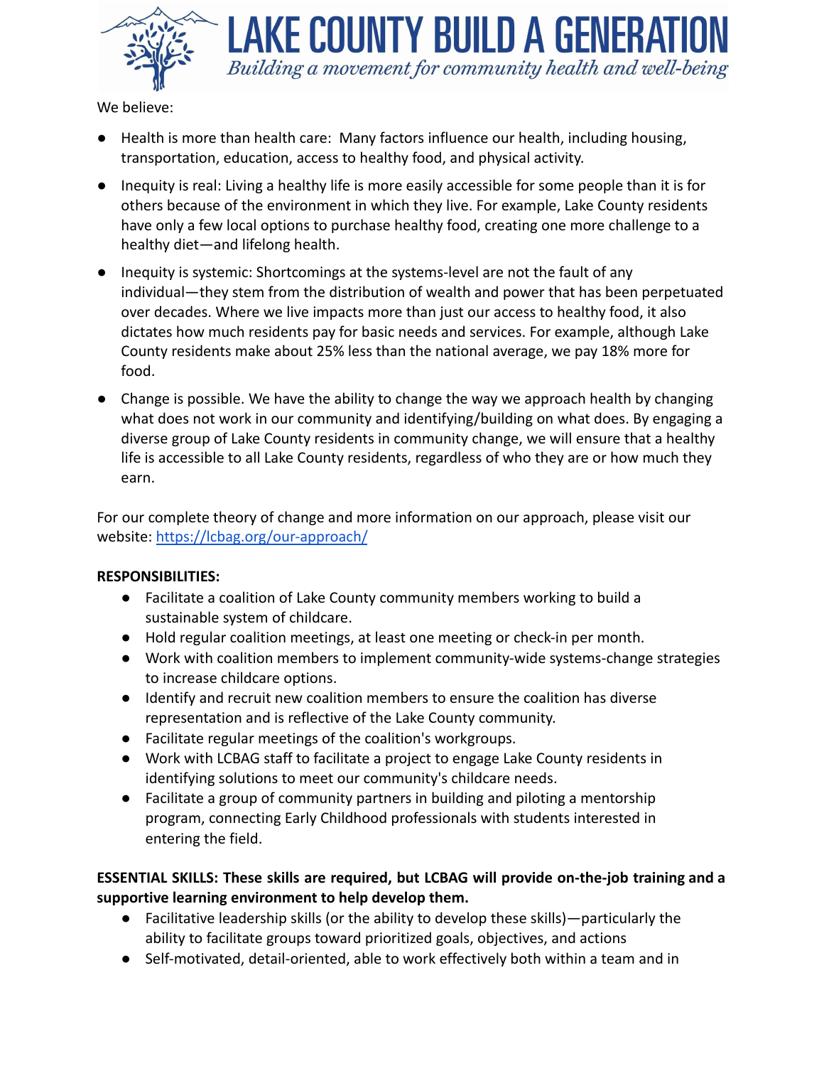We believe:

- Health is more than health care: Many factors influence our health, including housing, transportation, education, access to healthy food, and physical activity.
- Inequity is real: Living a healthy life is more easily accessible for some people than it is for others because of the environment in which they live. For example, Lake County residents have only a few local options to purchase healthy food, creating one more challenge to a healthy diet—and lifelong health.
- Inequity is systemic: Shortcomings at the systems-level are not the fault of any individual—they stem from the distribution of wealth and power that has been perpetuated over decades. Where we live impacts more than just our access to healthy food, it also dictates how much residents pay for basic needs and services. For example, although Lake County residents make about 25% less than the national average, we pay 18% more for food.
- Change is possible. We have the ability to change the way we approach health by changing what does not work in our community and identifying/building on what does. By engaging a diverse group of Lake County residents in community change, we will ensure that a healthy life is accessible to all Lake County residents, regardless of who they are or how much they earn.

For our complete theory of change and more information on our approach, please visit our website: [https://lcbag.org/our-approach/](https://lcbag.org/our-approach/)

**RESPONSIBILITIES:**

- Facilitate a coalition of Lake County community members working to build a sustainable system of childcare.
- Hold regular coalition meetings, at least one meeting or check-in per month.
- Work with coalition members to implement community-wide systems-change strategies to increase childcare options.
- Identify and recruit new coalition members to ensure the coalition has diverse representation and is reflective of the Lake County community.
- Facilitate regular meetings of the coalition's workgroups.
- Work with LCBAG staff to facilitate a project to engage Lake County residents in identifying solutions to meet our community's childcare needs.
- Facilitate a group of community partners in building and piloting a mentorship program, connecting Early Childhood professionals with students interested in entering the field.

**ESSENTIAL SKILLS: These skills are required, but LCBAG will provide on-the-job training and a supportive learning environment to help develop them.**

- Facilitative leadership skills (or the ability to develop these skills)—particularly the ability to facilitate groups toward prioritized goals, objectives, and actions
- Self-motivated, detail-oriented, able to work effectively both within a team and in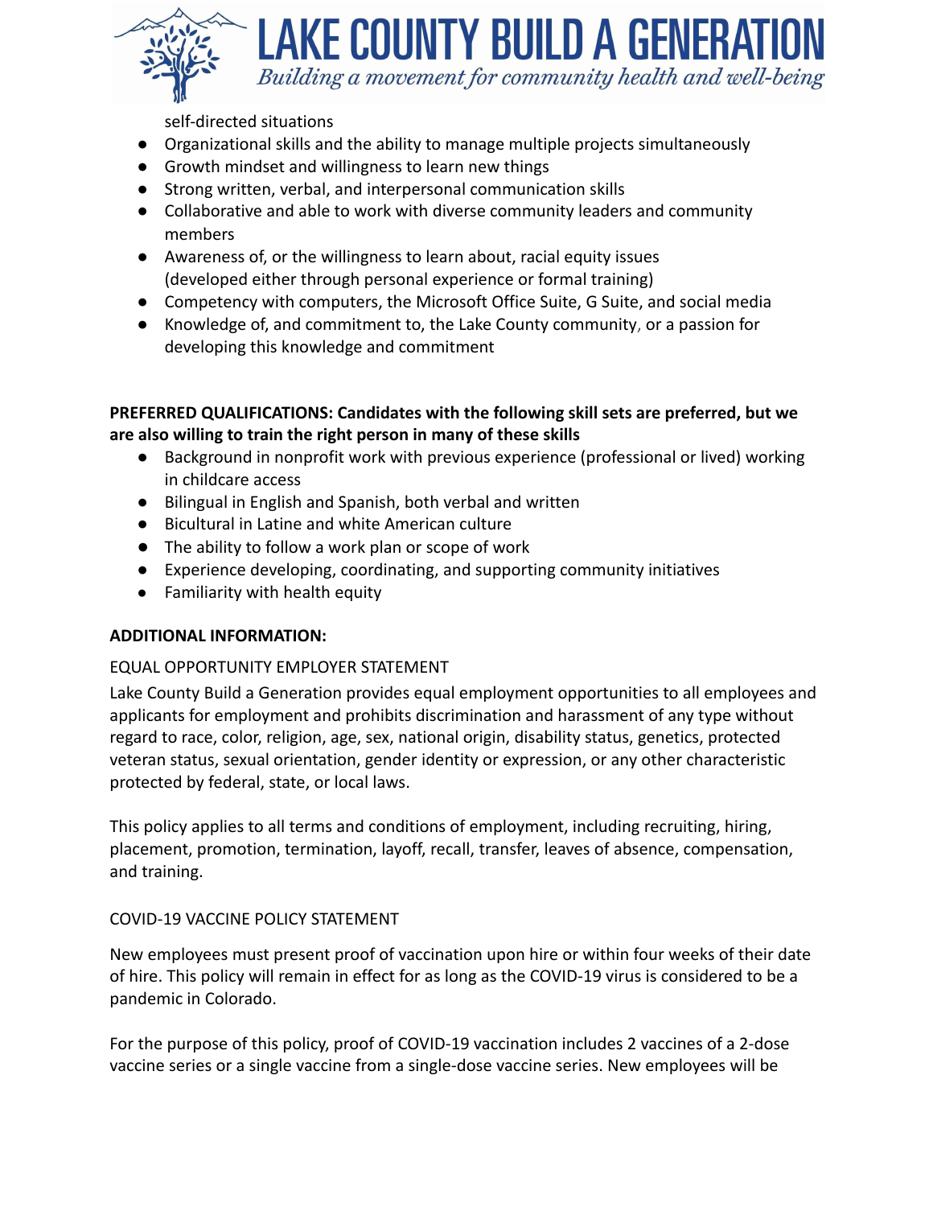self-directed situations

- Organizational skills and the ability to manage multiple projects simultaneously
- Growth mindset and willingness to learn new things
- Strong written, verbal, and interpersonal communication skills
- Collaborative and able to work with diverse community leaders and community members
- Awareness of, or the willingness to learn about, racial equity issues (developed either through personal experience or formal training)
- Competency with computers, the Microsoft Office Suite, G Suite, and social media
- Knowledge of, and commitment to, the Lake County community, or a passion for developing this knowledge and commitment

**PREFERRED QUALIFICATIONS: Candidates with the following skill sets are preferred, but we are also willing to train the right person in many of these skills**

- Background in nonprofit work with previous experience (professional or lived) working in childcare access
- Bilingual in English and Spanish, both verbal and written
- Bicultural in Latine and white American culture
- The ability to follow a work plan or scope of work
- Experience developing, coordinating, and supporting community initiatives
- Familiarity with health equity

**ADDITIONAL INFORMATION:**

EQUAL OPPORTUNITY EMPLOYER STATEMENT

Lake County Build a Generation provides equal employment opportunities to all employees and applicants for employment and prohibits discrimination and harassment of any type without regard to race, color, religion, age, sex, national origin, disability status, genetics, protected veteran status, sexual orientation, gender identity or expression, or any other characteristic protected by federal, state, or local laws.

This policy applies to all terms and conditions of employment, including recruiting, hiring, placement, promotion, termination, layoff, recall, transfer, leaves of absence, compensation, and training.

COVID-19 VACCINE POLICY STATEMENT

New employees must present proof of vaccination upon hire or within four weeks of their date of hire. This policy will remain in effect for as long as the COVID-19 virus is considered to be a pandemic in Colorado.

For the purpose of this policy, proof of COVID-19 vaccination includes 2 vaccines of a 2-dose vaccine series or a single vaccine from a single-dose vaccine series. New employees will be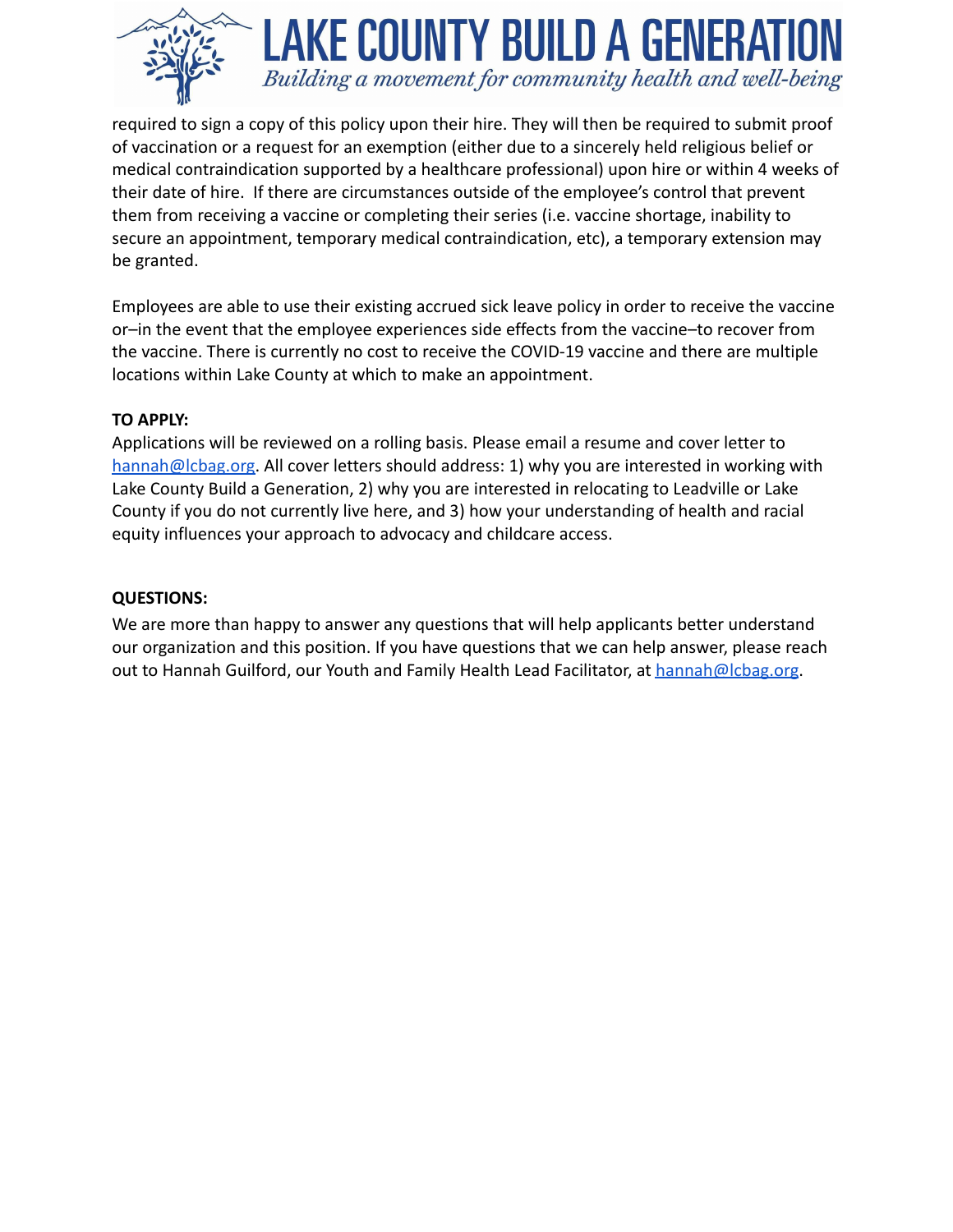required to sign a copy of this policy upon their hire. They will then be required to submit proof of vaccination or a request for an exemption (either due to a sincerely held religious belief or medical contraindication supported by a healthcare professional) upon hire or within 4 weeks of their date of hire. If there are circumstances outside of the employee's control that prevent them from receiving a vaccine or completing their series (i.e. vaccine shortage, inability to secure an appointment, temporary medical contraindication, etc), a temporary extension may be granted.

Employees are able to use their existing accrued sick leave policy in order to receive the vaccine or–in the event that the employee experiences side effects from the vaccine–to recover from the vaccine. There is currently no cost to receive the COVID-19 vaccine and there are multiple locations within Lake County at which to make an appointment.

**TO APPLY:**

Applications will be reviewed on a rolling basis. Please email a resume and cover letter to hannah@lcbag.org. All cover letters should address: 1) why you are interested in working with Lake County Build a Generation, 2) why you are interested in relocating to Leadville or Lake County if you do not currently live here, and 3) how your understanding of health and racial equity influences your approach to advocacy and childcare access.

**QUESTIONS:**

We are more than happy to answer any questions that will help applicants better understand our organization and this position. If you have questions that we can help answer, please reach out to Hannah Guilford, our Youth and Family Health Lead Facilitator, at hannah@lcbag.org.